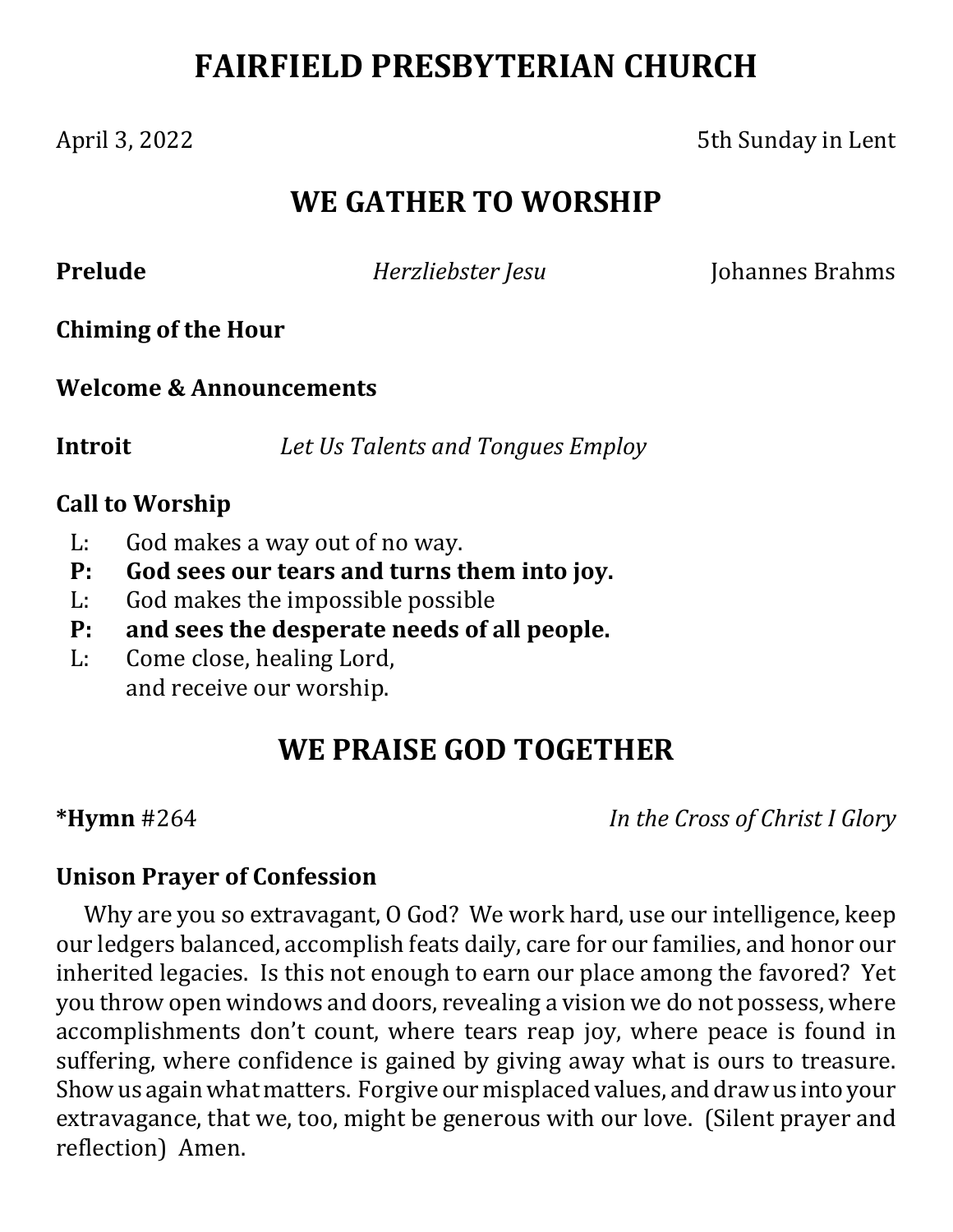# FAIRFIELD PRESBYTERIAN CHURCH

April 3, 2022 5th Sunday in Lent

## WE GATHER TO WORSHIP

**Prelude** *Herzliebster Jesu* Johannes Brahms

**Chiming of the Hour**

**Welcome & Announcements**

**Introit** *Let Us Talents and Tongues Employ*

**Call to Worship**

L: God makes a way out of no way.
**P: God sees our tears and turns them into joy.**
L: God makes the impossible possible
**P: and sees the desperate needs of all people.**
L: Come close, healing Lord,
and receive our worship.

## WE PRAISE GOD TOGETHER

***Hymn** #264 *In the Cross of Christ I Glory*

**Unison Prayer of Confession**

Why are you so extravagant, O God? We work hard, use our intelligence, keep our ledgers balanced, accomplish feats daily, care for our families, and honor our inherited legacies. Is this not enough to earn our place among the favored? Yet you throw open windows and doors, revealing a vision we do not possess, where accomplishments don't count, where tears reap joy, where peace is found in suffering, where confidence is gained by giving away what is ours to treasure. Show us again what matters. Forgive our misplaced values, and draw us into your extravagance, that we, too, might be generous with our love. (Silent prayer and reflection) Amen.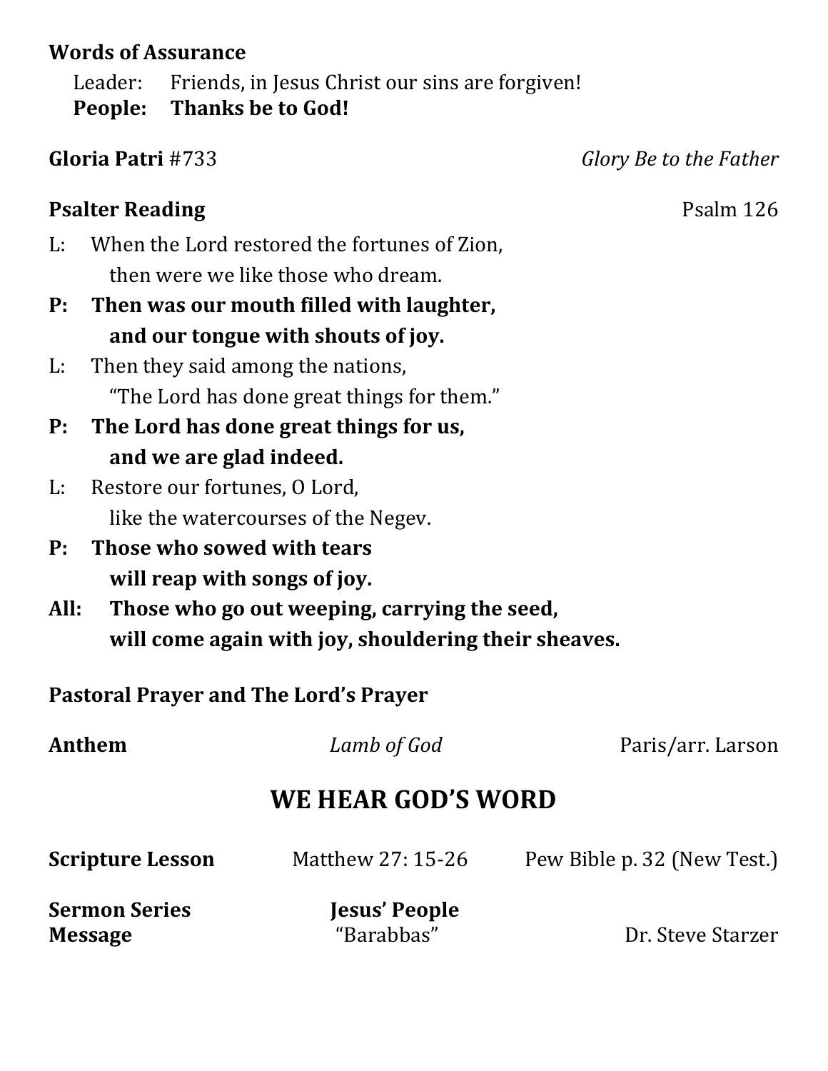**Words of Assurance**

Leader: Friends, in Jesus Christ our sins are forgiven!
**People: Thanks be to God!**

**Gloria Patri** #733 *Glory Be to the Father*

**Psalter Reading** Psalm 126

L: When the Lord restored the fortunes of Zion,
then were we like those who dream.

**P: Then was our mouth filled with laughter,**
**and our tongue with shouts of joy.**

L: Then they said among the nations,
"The Lord has done great things for them."

**P: The Lord has done great things for us,**
**and we are glad indeed.**

L: Restore our fortunes, O Lord,
like the watercourses of the Negev.

**P: Those who sowed with tears**
**will reap with songs of joy.**

**All: Those who go out weeping, carrying the seed,**
**will come again with joy, shouldering their sheaves.**

**Pastoral Prayer and The Lord's Prayer**

**Anthem** *Lamb of God* Paris/arr. Larson

## WE HEAR GOD'S WORD

**Scripture Lesson** Matthew 27: 15-26 Pew Bible p. 32 (New Test.)

**Sermon Series** **Jesus' People**
**Message** "Barabbas" Dr. Steve Starzer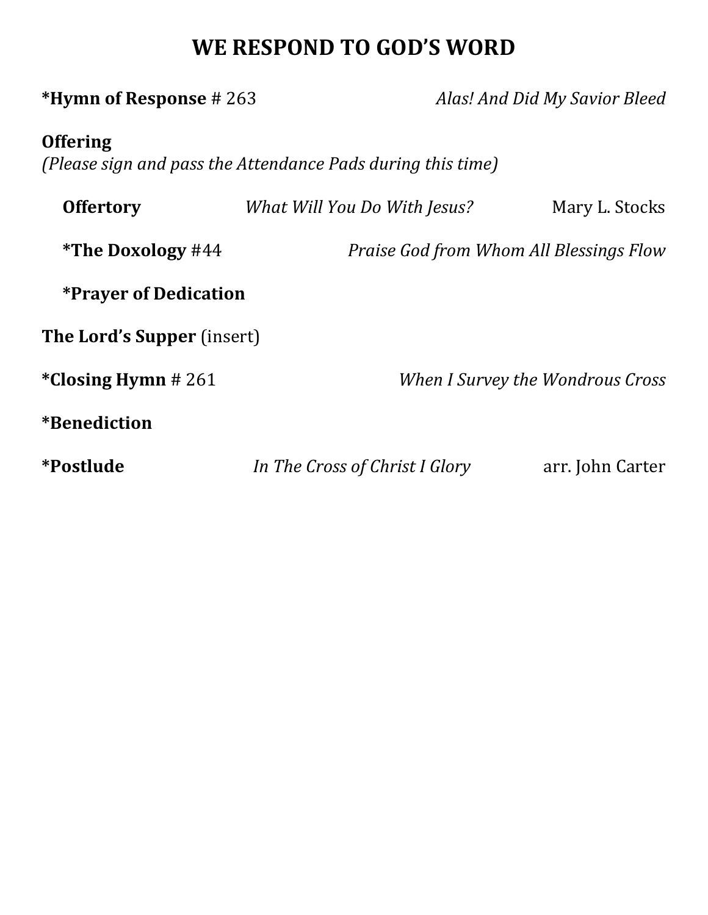# WE RESPOND TO GOD'S WORD

**\*Hymn of Response** # 263 *Alas! And Did My Savior Bleed*

**Offering**
*(Please sign and pass the Attendance Pads during this time)*

**Offertory** *What Will You Do With Jesus?* Mary L. Stocks

**\*The Doxology** #44 *Praise God from Whom All Blessings Flow*

**\*Prayer of Dedication**

**The Lord's Supper** (insert)

**\*Closing Hymn** # 261 *When I Survey the Wondrous Cross*

**\*Benediction**

**\*Postlude** *In The Cross of Christ I Glory* arr. John Carter